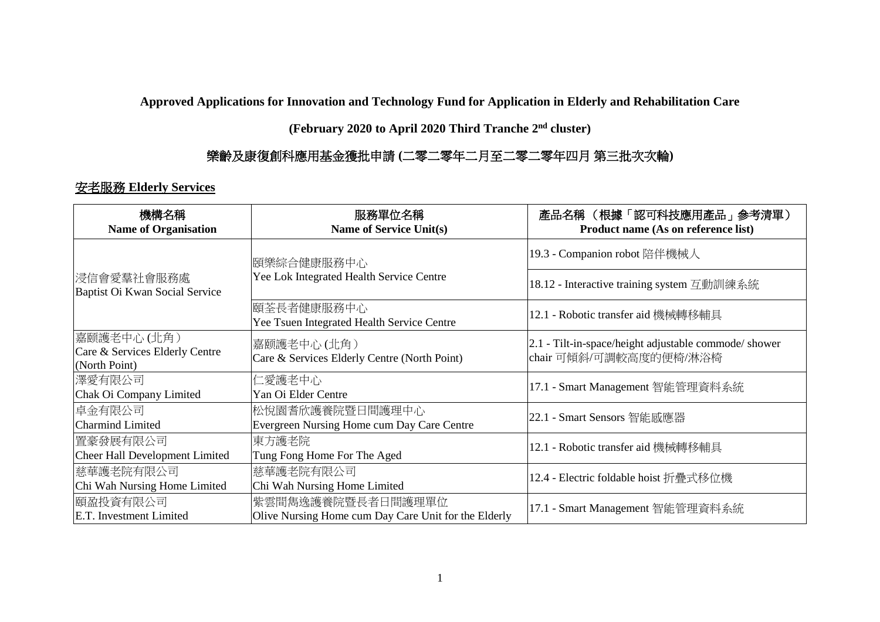**Approved Applications for Innovation and Technology Fund for Application in Elderly and Rehabilitation Care**

**(February 2020 to April 2020 Third Tranche 2nd cluster)**

**樂齡及康復創科應用基金獲批申請 (二零二零年二月至二零二零年四月 第三批次次輪)**

## 安老服務 Elderly Services

| 機構名稱<br>Name of Organisation | 服務單位名稱<br>Name of Service Unit(s) | 產品名稱 (根據「認可科技應用產品」參考清單)<br>Product name (As on reference list) |
|---|---|---|
| 浸信會愛羣社會服務處<br>Baptist Oi Kwan Social Service | 頤樂綜合健康服務中心<br>Yee Lok Integrated Health Service Centre | 19.3 - Companion robot 陪伴機械人 |
| | | 18.12 - Interactive training system 互動訓練系統 |
| | 頤荃長者健康服務中心<br>Yee Tsuen Integrated Health Service Centre | 12.1 - Robotic transfer aid 機械轉移輔具 |
| 嘉頤護老中心 (北角)<br>Care & Services Elderly Centre (North Point) | 嘉頤護老中心 (北角)<br>Care & Services Elderly Centre (North Point) | 2.1 - Tilt-in-space/height adjustable commode/ shower chair 可傾斜/可調較高度的便椅/淋浴椅 |
| 澤愛有限公司<br>Chak Oi Company Limited | 仁愛護老中心<br>Yan Oi Elder Centre | 17.1 - Smart Management 智能管理資料系統 |
| 卓金有限公司<br>Charmind Limited | 松悅園耆欣護養院暨日間護理中心<br>Evergreen Nursing Home cum Day Care Centre | 22.1 - Smart Sensors 智能感應器 |
| 置豪發展有限公司<br>Cheer Hall Development Limited | 東方護老院<br>Tung Fong Home For The Aged | 12.1 - Robotic transfer aid 機械轉移輔具 |
| 慈華護老院有限公司<br>Chi Wah Nursing Home Limited | 慈華護老院有限公司<br>Chi Wah Nursing Home Limited | 12.4 - Electric foldable hoist 折疊式移位機 |
| 頤盈投資有限公司<br>E.T. Investment Limited | 紫雲間雋逸護養院暨長者日間護理單位<br>Olive Nursing Home cum Day Care Unit for the Elderly | 17.1 - Smart Management 智能管理資料系統 |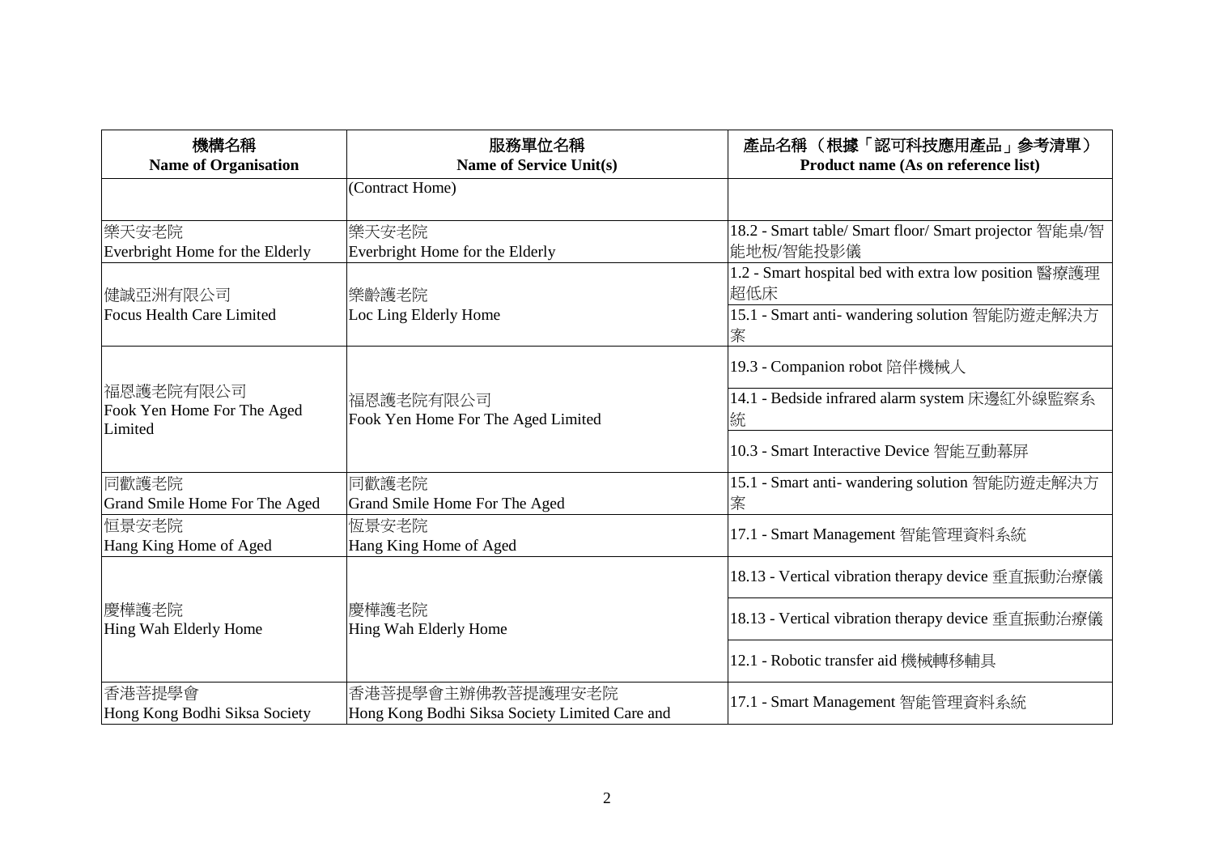| 機構名稱<br>Name of Organisation | 服務單位名稱<br>Name of Service Unit(s) | 產品名稱 （根據「認可科技應用產品」參考清單）<br>Product name (As on reference list) |
|---|---|---|
| | (Contract Home) | |
| 樂天安老院<br>Everbright Home for the Elderly | 樂天安老院<br>Everbright Home for the Elderly | 18.2 - Smart table/ Smart floor/ Smart projector 智能桌/智能地板/智能投影儀 |
| 健誠亞洲有限公司<br>Focus Health Care Limited | 樂齡護老院<br>Loc Ling Elderly Home | 1.2 - Smart hospital bed with extra low position 醫療護理超低床 |
| | | 15.1 - Smart anti- wandering solution 智能防遊走解決方案 |
| 福恩護老院有限公司<br>Fook Yen Home For The Aged Limited | 福恩護老院有限公司<br>Fook Yen Home For The Aged Limited | 19.3 - Companion robot 陪伴機械人 |
| | | 14.1 - Bedside infrared alarm system 床邊紅外線監察系統 |
| | | 10.3 - Smart Interactive Device 智能互動幕屏 |
| 同歡護老院<br>Grand Smile Home For The Aged | 同歡護老院<br>Grand Smile Home For The Aged | 15.1 - Smart anti- wandering solution 智能防遊走解決方案 |
| 恒景安老院<br>Hang King Home of Aged | 恆景安老院<br>Hang King Home of Aged | 17.1 - Smart Management 智能管理資料系統 |
| 慶樺護老院<br>Hing Wah Elderly Home | 慶樺護老院<br>Hing Wah Elderly Home | 18.13 - Vertical vibration therapy device 垂直振動治療儀 |
| | | 18.13 - Vertical vibration therapy device 垂直振動治療儀 |
| | | 12.1 - Robotic transfer aid 機械轉移輔具 |
| 香港菩提學會<br>Hong Kong Bodhi Siksa Society | 香港菩提學會主辦佛教菩提護理安老院<br>Hong Kong Bodhi Siksa Society Limited Care and | 17.1 - Smart Management 智能管理資料系統 |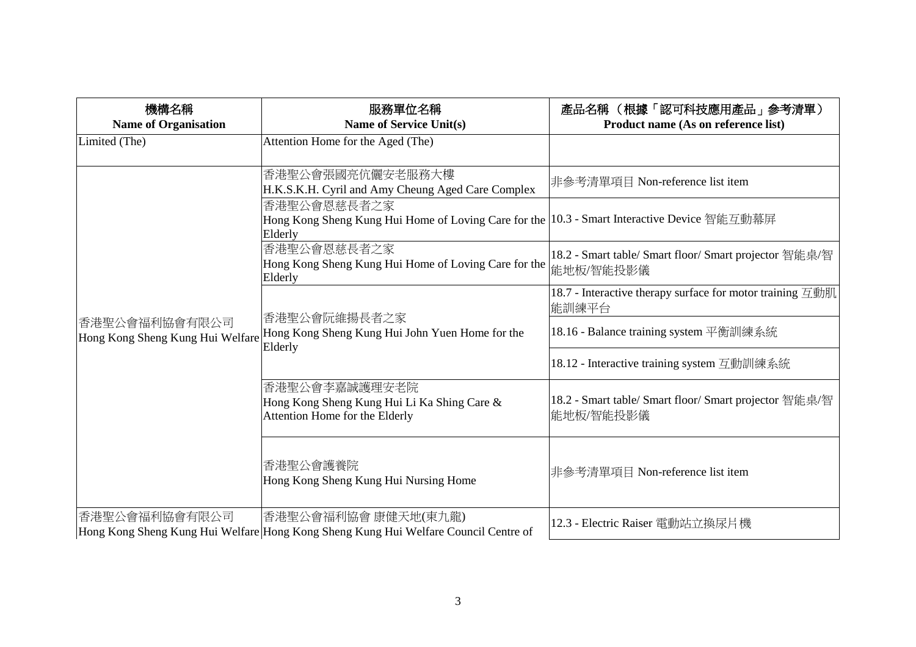| 機構名稱<br>**Name of Organisation** | 服務單位名稱<br>**Name of Service Unit(s)** | 產品名稱 （根據「認可科技應用產品」參考清單）<br>**Product name (As on reference list)** |
| --- | --- | --- |
| Limited (The) | Attention Home for the Aged (The) | |
| 香港聖公會福利協會有限公司<br>Hong Kong Sheng Kung Hui Welfare | 香港聖公會張國亮伉儷安老服務大樓<br>H.K.S.K.H. Cyril and Amy Cheung Aged Care Complex | 非參考清單項目 Non-reference list item |
| | 香港聖公會恩慈長者之家<br>Hong Kong Sheng Kung Hui Home of Loving Care for the Elderly | 10.3 - Smart Interactive Device 智能互動幕屏 |
| | 香港聖公會恩慈長者之家<br>Hong Kong Sheng Kung Hui Home of Loving Care for the Elderly | 18.2 - Smart table/ Smart floor/ Smart projector 智能桌/智能地板/智能投影儀 |
| | 香港聖公會阮維揚長者之家<br>Hong Kong Sheng Kung Hui John Yuen Home for the Elderly | 18.7 - Interactive therapy surface for motor training 互動肌能訓練平台 |
| | | 18.16 - Balance training system 平衡訓練系統 |
| | | 18.12 - Interactive training system 互動訓練系統 |
| | 香港聖公會李嘉誠護理安老院<br>Hong Kong Sheng Kung Hui Li Ka Shing Care & Attention Home for the Elderly | 18.2 - Smart table/ Smart floor/ Smart projector 智能桌/智能地板/智能投影儀 |
| | 香港聖公會護養院<br>Hong Kong Sheng Kung Hui Nursing Home | 非參考清單項目 Non-reference list item |
| 香港聖公會福利協會有限公司<br>Hong Kong Sheng Kung Hui Welfare | 香港聖公會福利協會 康健天地(東九龍)<br>Hong Kong Sheng Kung Hui Welfare Council Centre of | 12.3 - Electric Raiser 電動站立換尿片機 |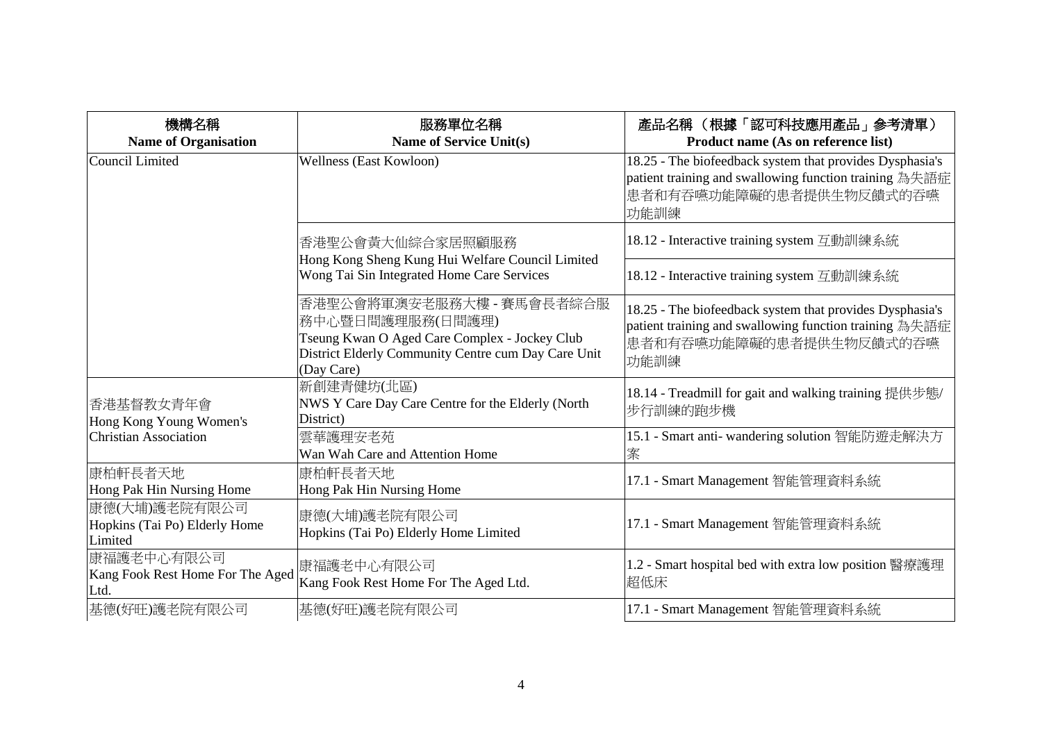| 機構名稱<br>**Name of Organisation** | 服務單位名稱<br>**Name of Service Unit(s)** | 產品名稱 （根據「認可科技應用產品」參考清單）<br>**Product name (As on reference list)** |
|---|---|---|
| Council Limited | Wellness (East Kowloon) | 18.25 - The biofeedback system that provides Dysphasia's patient training and swallowing function training 為失語症患者和有吞嚥功能障礙的患者提供生物反饋式的吞嚥功能訓練 |
| | 香港聖公會黃大仙綜合家居照顧服務<br>Hong Kong Sheng Kung Hui Welfare Council Limited Wong Tai Sin Integrated Home Care Services | 18.12 - Interactive training system 互動訓練系統 |
| | | 18.12 - Interactive training system 互動訓練系統 |
| | 香港聖公會將軍澳安老服務大樓 - 賽馬會長者綜合服務中心暨日間護理服務(日間護理)<br>Tseung Kwan O Aged Care Complex - Jockey Club District Elderly Community Centre cum Day Care Unit (Day Care) | 18.25 - The biofeedback system that provides Dysphasia's patient training and swallowing function training 為失語症患者和有吞嚥功能障礙的患者提供生物反饋式的吞嚥功能訓練 |
| 香港基督教女青年會<br>Hong Kong Young Women's Christian Association | 新創建青健坊(北區)<br>NWS Y Care Day Care Centre for the Elderly (North District) | 18.14 - Treadmill for gait and walking training 提供步態/步行訓練的跑步機 |
| | 雲華護理安老苑<br>Wan Wah Care and Attention Home | 15.1 - Smart anti- wandering solution 智能防遊走解決方案 |
| 康柏軒長者天地<br>Hong Pak Hin Nursing Home | 康柏軒長者天地<br>Hong Pak Hin Nursing Home | 17.1 - Smart Management 智能管理資料系統 |
| 康德(大埔)護老院有限公司<br>Hopkins (Tai Po) Elderly Home Limited | 康德(大埔)護老院有限公司<br>Hopkins (Tai Po) Elderly Home Limited | 17.1 - Smart Management 智能管理資料系統 |
| 康福護老中心有限公司<br>Kang Fook Rest Home For The Aged Ltd. | 康福護老中心有限公司<br>Kang Fook Rest Home For The Aged Ltd. | 1.2 - Smart hospital bed with extra low position 醫療護理超低床 |
| 基德(好旺)護老院有限公司 | 基德(好旺)護老院有限公司 | 17.1 - Smart Management 智能管理資料系統 |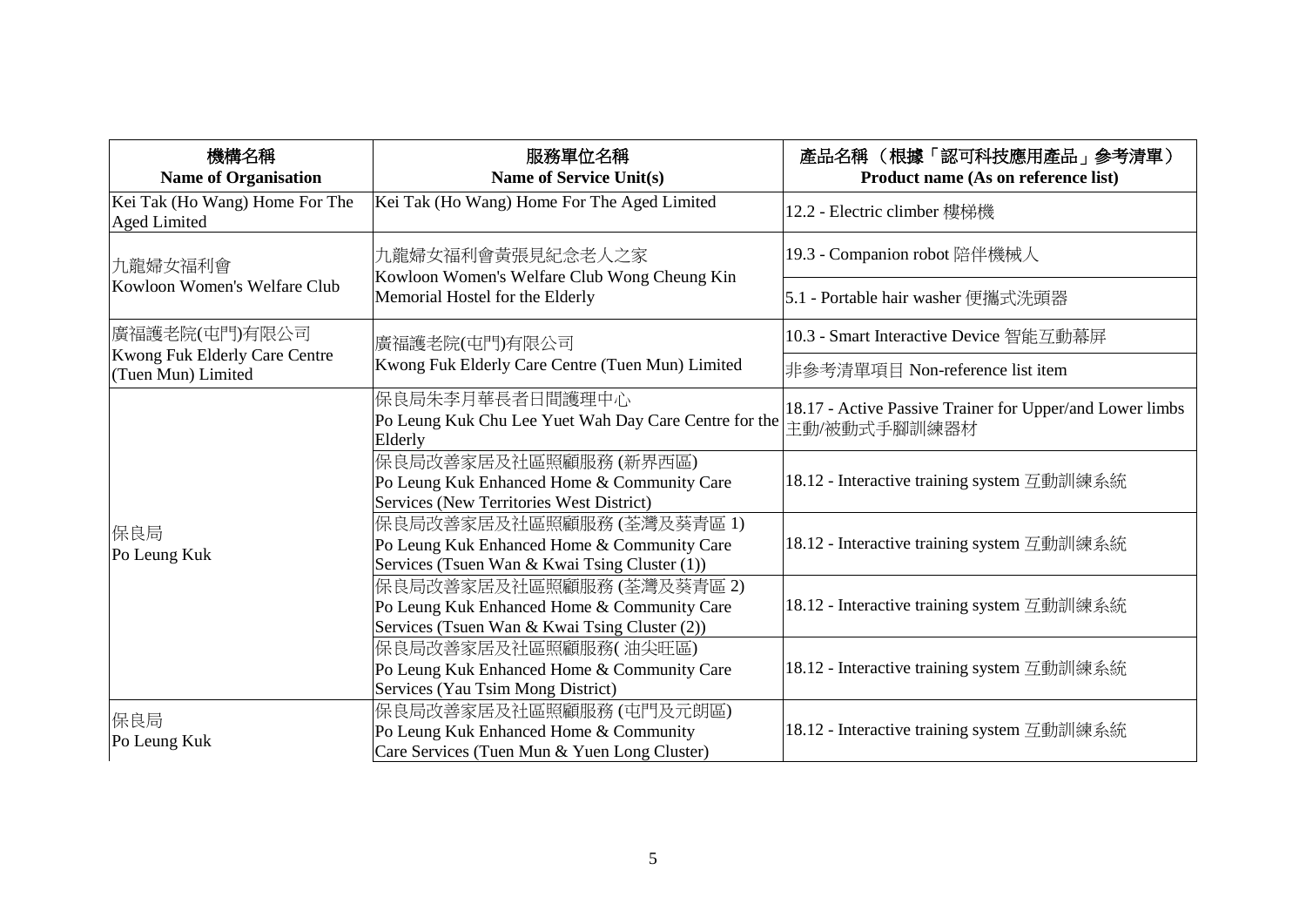| 機構名稱<br>**Name of Organisation** | 服務單位名稱<br>**Name of Service Unit(s)** | 產品名稱 （根據「認可科技應用產品」參考清單）<br>**Product name (As on reference list)** |
|---|---|---|
| Kei Tak (Ho Wang) Home For The Aged Limited | Kei Tak (Ho Wang) Home For The Aged Limited | 12.2 - Electric climber 樓梯機 |
| 九龍婦女福利會<br>Kowloon Women's Welfare Club | 九龍婦女福利會黃張見紀念老人之家<br>Kowloon Women's Welfare Club Wong Cheung Kin Memorial Hostel for the Elderly | 19.3 - Companion robot 陪伴機械人 |
| | | 5.1 - Portable hair washer 便攜式洗頭器 |
| 廣福護老院(屯門)有限公司<br>Kwong Fuk Elderly Care Centre (Tuen Mun) Limited | 廣福護老院(屯門)有限公司<br>Kwong Fuk Elderly Care Centre (Tuen Mun) Limited | 10.3 - Smart Interactive Device 智能互動幕屏 |
| | | 非參考清單項目 Non-reference list item |
| 保良局<br>Po Leung Kuk | 保良局朱李月華長者日間護理中心<br>Po Leung Kuk Chu Lee Yuet Wah Day Care Centre for the Elderly | 18.17 - Active Passive Trainer for Upper/and Lower limbs 主動/被動式手腳訓練器材 |
| | 保良局改善家居及社區照顧服務 (新界西區)<br>Po Leung Kuk Enhanced Home & Community Care Services (New Territories West District) | 18.12 - Interactive training system 互動訓練系統 |
| | 保良局改善家居及社區照顧服務 (荃灣及葵青區 1)<br>Po Leung Kuk Enhanced Home & Community Care Services (Tsuen Wan & Kwai Tsing Cluster (1)) | 18.12 - Interactive training system 互動訓練系統 |
| | 保良局改善家居及社區照顧服務 (荃灣及葵青區 2)<br>Po Leung Kuk Enhanced Home & Community Care Services (Tsuen Wan & Kwai Tsing Cluster (2)) | 18.12 - Interactive training system 互動訓練系統 |
| | 保良局改善家居及社區照顧服務( 油尖旺區)<br>Po Leung Kuk Enhanced Home & Community Care Services (Yau Tsim Mong District) | 18.12 - Interactive training system 互動訓練系統 |
| 保良局<br>Po Leung Kuk | 保良局改善家居及社區照顧服務 (屯門及元朗區)<br>Po Leung Kuk Enhanced Home & Community Care Services (Tuen Mun & Yuen Long Cluster) | 18.12 - Interactive training system 互動訓練系統 |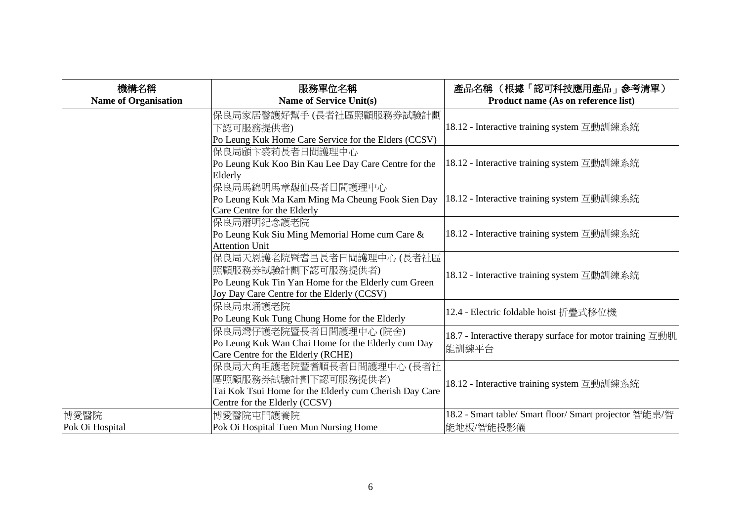| 機構名稱<br>**Name of Organisation** | 服務單位名稱<br>**Name of Service Unit(s)** | 產品名稱 （根據「認可科技應用產品」參考清單）<br>**Product name (As on reference list)** |
|---|---|---|
| | 保良局家居醫護好幫手 (長者社區照顧服務券試驗計劃下認可服務提供者)<br>Po Leung Kuk Home Care Service for the Elders (CCSV) | 18.12 - Interactive training system 互動訓練系統 |
| | 保良局顧卞裘莉長者日間護理中心<br>Po Leung Kuk Koo Bin Kau Lee Day Care Centre for the Elderly | 18.12 - Interactive training system 互動訓練系統 |
| | 保良局馬錦明馬章馥仙長者日間護理中心<br>Po Leung Kuk Ma Kam Ming Ma Cheung Fook Sien Day Care Centre for the Elderly | 18.12 - Interactive training system 互動訓練系統 |
| | 保良局蕭明紀念護老院<br>Po Leung Kuk Siu Ming Memorial Home cum Care & Attention Unit | 18.12 - Interactive training system 互動訓練系統 |
| | 保良局天恩護老院暨耆昌長者日間護理中心 (長者社區照顧服務券試驗計劃下認可服務提供者)<br>Po Leung Kuk Tin Yan Home for the Elderly cum Green Joy Day Care Centre for the Elderly (CCSV) | 18.12 - Interactive training system 互動訓練系統 |
| | 保良局東涌護老院<br>Po Leung Kuk Tung Chung Home for the Elderly | 12.4 - Electric foldable hoist 折疊式移位機 |
| | 保良局灣仔護老院暨長者日間護理中心 (院舍)<br>Po Leung Kuk Wan Chai Home for the Elderly cum Day Care Centre for the Elderly (RCHE) | 18.7 - Interactive therapy surface for motor training 互動肌能訓練平台 |
| | 保良局大角咀護老院暨耆順長者日間護理中心 (長者社區照顧服務券試驗計劃下認可服務提供者)<br>Tai Kok Tsui Home for the Elderly cum Cherish Day Care Centre for the Elderly (CCSV) | 18.12 - Interactive training system 互動訓練系統 |
| 博愛醫院<br>Pok Oi Hospital | 博愛醫院屯門護養院<br>Pok Oi Hospital Tuen Mun Nursing Home | 18.2 - Smart table/ Smart floor/ Smart projector 智能桌/智能地板/智能投影儀 |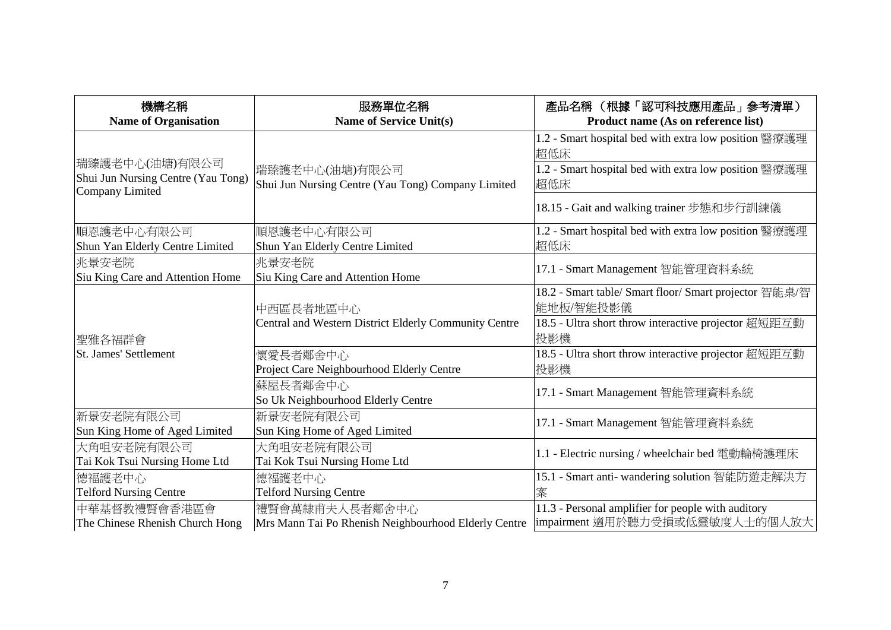| 機構名稱<br>Name of Organisation | 服務單位名稱<br>Name of Service Unit(s) | 產品名稱 （根據「認可科技應用產品」參考清單）<br>Product name (As on reference list) |
|---|---|---|
| 瑞臻護老中心(油塘)有限公司<br>Shui Jun Nursing Centre (Yau Tong) Company Limited | 瑞臻護老中心(油塘)有限公司<br>Shui Jun Nursing Centre (Yau Tong) Company Limited | 1.2 - Smart hospital bed with extra low position 醫療護理超低床 |
| | | 1.2 - Smart hospital bed with extra low position 醫療護理超低床 |
| | | 18.15 - Gait and walking trainer 步態和步行訓練儀 |
| 順恩護老中心有限公司<br>Shun Yan Elderly Centre Limited | 順恩護老中心有限公司<br>Shun Yan Elderly Centre Limited | 1.2 - Smart hospital bed with extra low position 醫療護理超低床 |
| 兆景安老院<br>Siu King Care and Attention Home | 兆景安老院<br>Siu King Care and Attention Home | 17.1 - Smart Management 智能管理資料系統 |
| 聖雅各福群會<br>St. James' Settlement | 中西區長者地區中心<br>Central and Western District Elderly Community Centre | 18.2 - Smart table/ Smart floor/ Smart projector 智能桌/智能地板/智能投影儀 |
| | | 18.5 - Ultra short throw interactive projector 超短距互動投影機 |
| | 懷愛長者鄰舍中心<br>Project Care Neighbourhood Elderly Centre | 18.5 - Ultra short throw interactive projector 超短距互動投影機 |
| | 蘇屋長者鄰舍中心<br>So Uk Neighbourhood Elderly Centre | 17.1 - Smart Management 智能管理資料系統 |
| 新景安老院有限公司<br>Sun King Home of Aged Limited | 新景安老院有限公司<br>Sun King Home of Aged Limited | 17.1 - Smart Management 智能管理資料系統 |
| 大角咀安老院有限公司<br>Tai Kok Tsui Nursing Home Ltd | 大角咀安老院有限公司<br>Tai Kok Tsui Nursing Home Ltd | 1.1 - Electric nursing / wheelchair bed 電動輪椅護理床 |
| 德福護老中心<br>Telford Nursing Centre | 德福護老中心<br>Telford Nursing Centre | 15.1 - Smart anti- wandering solution 智能防遊走解決方案 |
| 中華基督教禮賢會香港區會<br>The Chinese Rhenish Church Hong | 禮賢會萬隸甫夫人長者鄰舍中心<br>Mrs Mann Tai Po Rhenish Neighbourhood Elderly Centre | 11.3 - Personal amplifier for people with auditory impairment 適用於聽力受損或低靈敏度人士的個人放大 |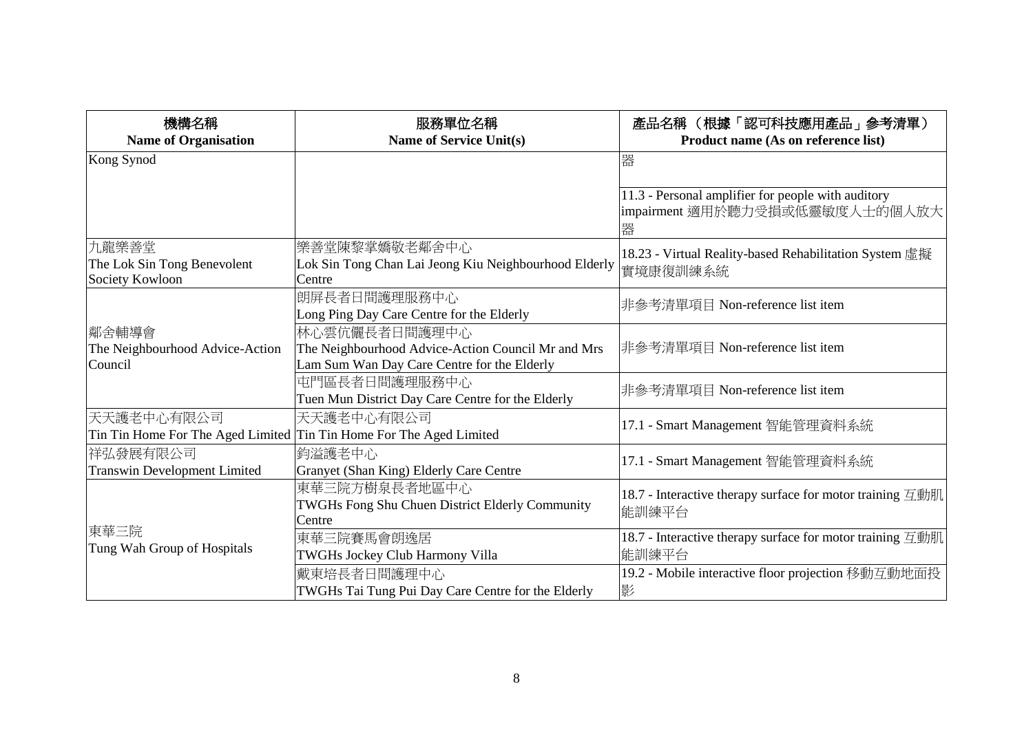| 機構名稱<br>**Name of Organisation** | 服務單位名稱<br>**Name of Service Unit(s)** | 產品名稱 （根據「認可科技應用產品」參考清單）<br>**Product name (As on reference list)** |
|---|---|---|
| Kong Synod | | 器<br><br>11.3 - Personal amplifier for people with auditory impairment 適用於聽力受損或低靈敏度人士的個人放大器 |
| 九龍樂善堂<br>The Lok Sin Tong Benevolent Society Kowloon | 樂善堂陳黎掌嬌敬老鄰舍中心<br>Lok Sin Tong Chan Lai Jeong Kiu Neighbourhood Elderly Centre | 18.23 - Virtual Reality-based Rehabilitation System 虛擬實境康復訓練系統 |
| 鄰舍輔導會<br>The Neighbourhood Advice-Action Council | 朗屏長者日間護理服務中心<br>Long Ping Day Care Centre for the Elderly | 非參考清單項目 Non-reference list item |
| | 林心雲伉儷長者日間護理中心<br>The Neighbourhood Advice-Action Council Mr and Mrs Lam Sum Wan Day Care Centre for the Elderly | 非參考清單項目 Non-reference list item |
| | 屯門區長者日間護理服務中心<br>Tuen Mun District Day Care Centre for the Elderly | 非參考清單項目 Non-reference list item |
| 天天護老中心有限公司<br>Tin Tin Home For The Aged Limited | 天天護老中心有限公司<br>Tin Tin Home For The Aged Limited | 17.1 - Smart Management 智能管理資料系統 |
| 祥弘發展有限公司<br>Transwin Development Limited | 鈞溢護老中心<br>Granyet (Shan King) Elderly Care Centre | 17.1 - Smart Management 智能管理資料系統 |
| 東華三院<br>Tung Wah Group of Hospitals | 東華三院方樹泉長者地區中心<br>TWGHs Fong Shu Chuen District Elderly Community Centre | 18.7 - Interactive therapy surface for motor training 互動肌能訓練平台 |
| | 東華三院賽馬會朗逸居<br>TWGHs Jockey Club Harmony Villa | 18.7 - Interactive therapy surface for motor training 互動肌能訓練平台 |
| | 戴東培長者日間護理中心<br>TWGHs Tai Tung Pui Day Care Centre for the Elderly | 19.2 - Mobile interactive floor projection 移動互動地面投影 |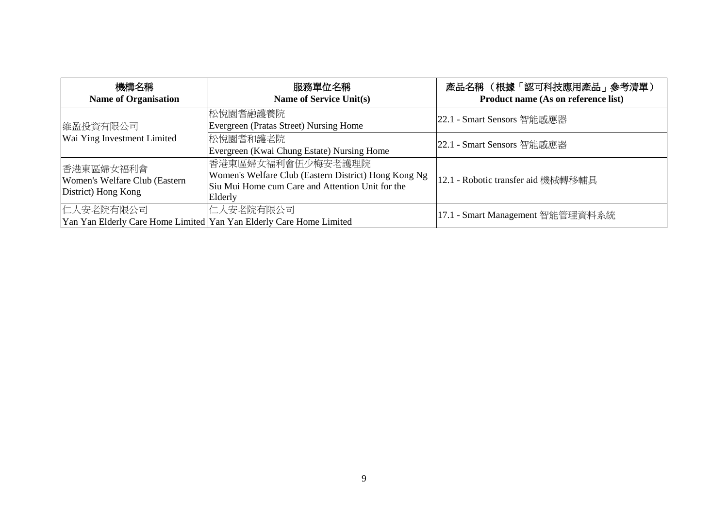| 機構名稱<br>**Name of Organisation** | 服務單位名稱<br>**Name of Service Unit(s)** | 產品名稱 （根據「認可科技應用產品」參考清單）<br>**Product name (As on reference list)** |
|---|---|---|
| 維盈投資有限公司<br>Wai Ying Investment Limited | 松悅園耆融護養院<br>Evergreen (Pratas Street) Nursing Home | 22.1 - Smart Sensors 智能感應器 |
| | 松悅園耆和護老院<br>Evergreen (Kwai Chung Estate) Nursing Home | 22.1 - Smart Sensors 智能感應器 |
| 香港東區婦女福利會<br>Women's Welfare Club (Eastern District) Hong Kong | 香港東區婦女福利會伍少梅安老護理院<br>Women's Welfare Club (Eastern District) Hong Kong Ng Siu Mui Home cum Care and Attention Unit for the Elderly | 12.1 - Robotic transfer aid 機械轉移輔具 |
| 仁人安老院有限公司<br>Yan Yan Elderly Care Home Limited | 仁人安老院有限公司<br>Yan Yan Elderly Care Home Limited | 17.1 - Smart Management 智能管理資料系統 |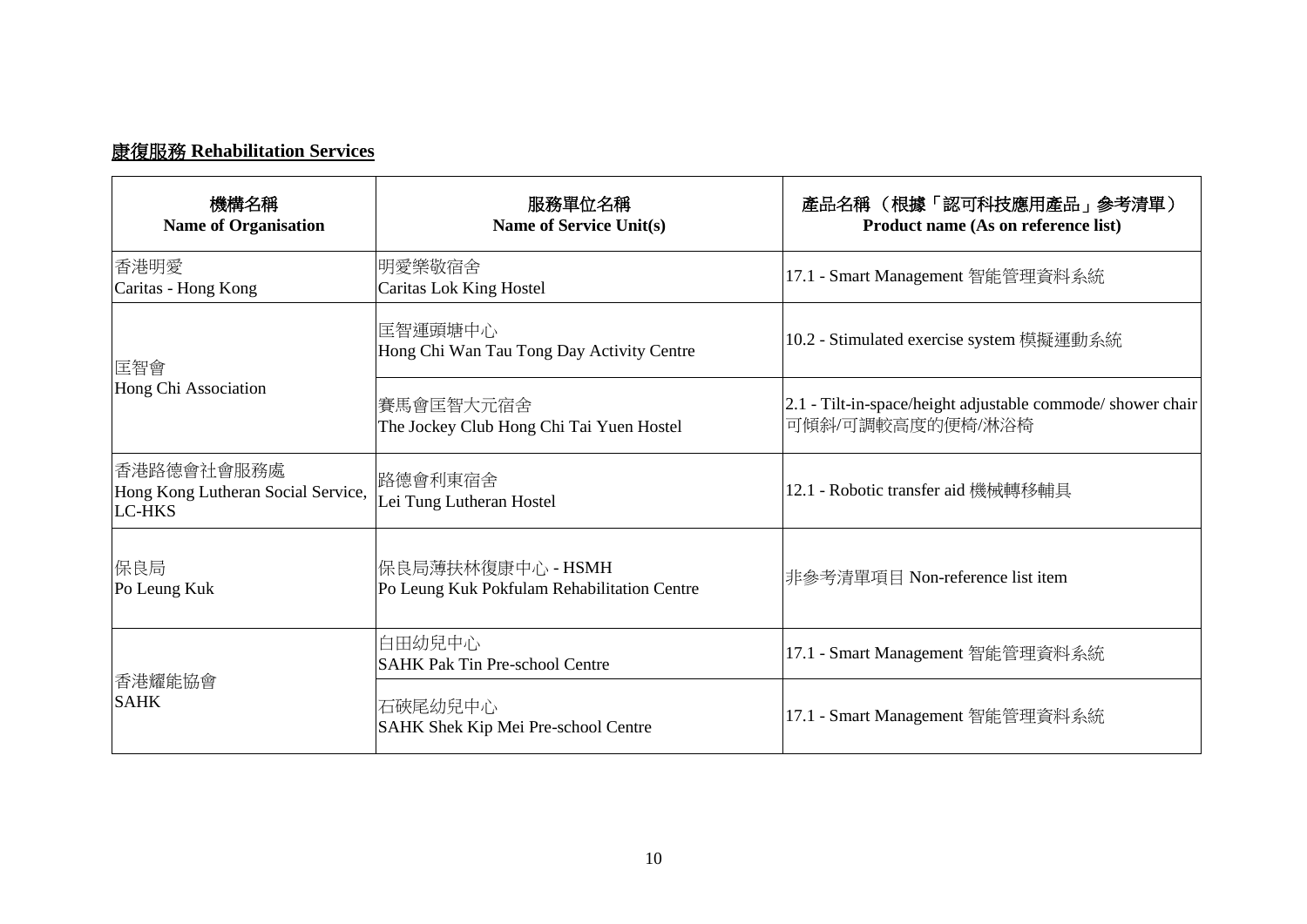## **康復服務 Rehabilitation Services**

| **機構名稱**<br>**Name of Organisation** | **服務單位名稱**<br>**Name of Service Unit(s)** | **產品名稱 （根據「認可科技應用產品」參考清單）**<br>**Product name (As on reference list)** |
|---|---|---|
| 香港明愛<br>Caritas - Hong Kong | 明愛樂敬宿舍<br>Caritas Lok King Hostel | 17.1 - Smart Management 智能管理資料系統 |
| 匡智會<br>Hong Chi Association | 匡智運頭塘中心<br>Hong Chi Wan Tau Tong Day Activity Centre | 10.2 - Stimulated exercise system 模擬運動系統 |
| | 賽馬會匡智大元宿舍<br>The Jockey Club Hong Chi Tai Yuen Hostel | 2.1 - Tilt-in-space/height adjustable commode/ shower chair 可傾斜/可調較高度的便椅/淋浴椅 |
| 香港路德會社會服務處<br>Hong Kong Lutheran Social Service, LC-HKS | 路德會利東宿舍<br>Lei Tung Lutheran Hostel | 12.1 - Robotic transfer aid 機械轉移輔具 |
| 保良局<br>Po Leung Kuk | 保良局薄扶林復康中心 - HSMH<br>Po Leung Kuk Pokfulam Rehabilitation Centre | 非參考清單項目 Non-reference list item |
| 香港耀能協會<br>SAHK | 白田幼兒中心<br>SAHK Pak Tin Pre-school Centre | 17.1 - Smart Management 智能管理資料系統 |
| | 石硤尾幼兒中心<br>SAHK Shek Kip Mei Pre-school Centre | 17.1 - Smart Management 智能管理資料系統 |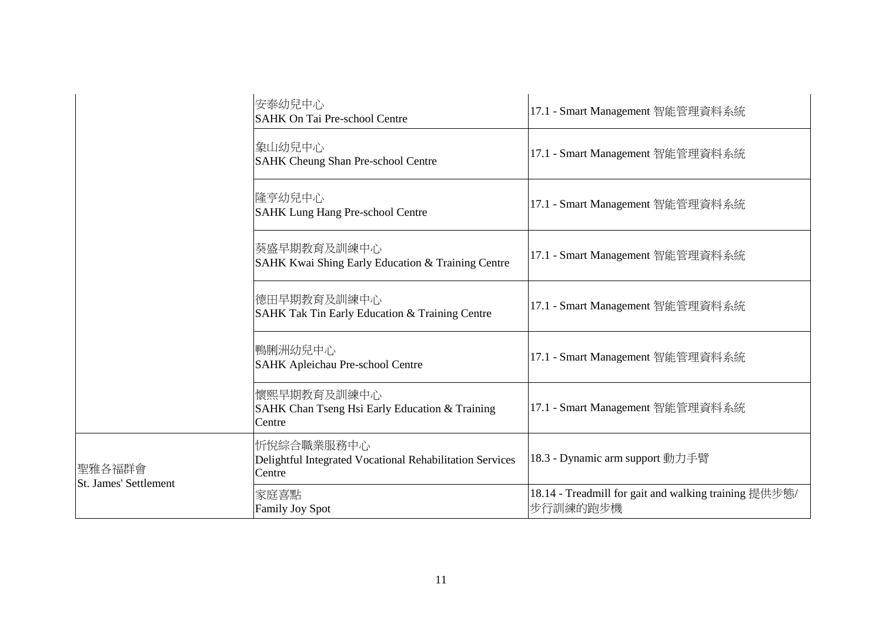| | | |
|---|---|---|
| | 安泰幼兒中心<br>SAHK On Tai Pre-school Centre | 17.1 - Smart Management 智能管理資料系統 |
| | 象山幼兒中心<br>SAHK Cheung Shan Pre-school Centre | 17.1 - Smart Management 智能管理資料系統 |
| | 隆亨幼兒中心<br>SAHK Lung Hang Pre-school Centre | 17.1 - Smart Management 智能管理資料系統 |
| | 葵盛早期教育及訓練中心<br>SAHK Kwai Shing Early Education & Training Centre | 17.1 - Smart Management 智能管理資料系統 |
| | 德田早期教育及訓練中心<br>SAHK Tak Tin Early Education & Training Centre | 17.1 - Smart Management 智能管理資料系統 |
| | 鴨脷洲幼兒中心<br>SAHK Apleichau Pre-school Centre | 17.1 - Smart Management 智能管理資料系統 |
| | 懷熙早期教育及訓練中心<br>SAHK Chan Tseng Hsi Early Education & Training Centre | 17.1 - Smart Management 智能管理資料系統 |
| 聖雅各福群會<br>St. James' Settlement | 忻悅綜合職業服務中心<br>Delightful Integrated Vocational Rehabilitation Services Centre | 18.3 - Dynamic arm support 動力手臂 |
| | 家庭喜點<br>Family Joy Spot | 18.14 - Treadmill for gait and walking training 提供步態/步行訓練的跑步機 |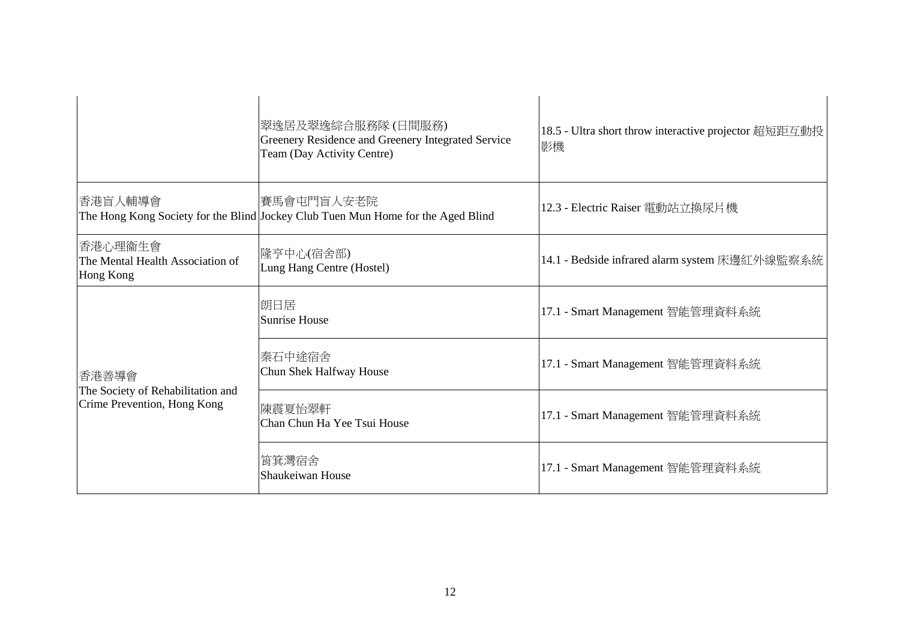| | | |
|---|---|---|
| | 翠逸居及翠逸綜合服務隊 (日間服務)<br>Greenery Residence and Greenery Integrated Service Team (Day Activity Centre) | 18.5 - Ultra short throw interactive projector 超短距互動投影機 |
| 香港盲人輔導會<br>The Hong Kong Society for the Blind | 賽馬會屯門盲人安老院<br>Jockey Club Tuen Mun Home for the Aged Blind | 12.3 - Electric Raiser 電動站立換尿片機 |
| 香港心理衞生會<br>The Mental Health Association of Hong Kong | 隆亨中心(宿舍部)<br>Lung Hang Centre (Hostel) | 14.1 - Bedside infrared alarm system 床邊紅外線監察系統 |
| 香港善導會<br>The Society of Rehabilitation and Crime Prevention, Hong Kong | 朗日居<br>Sunrise House | 17.1 - Smart Management 智能管理資料系統 |
| | 秦石中途宿舍<br>Chun Shek Halfway House | 17.1 - Smart Management 智能管理資料系統 |
| | 陳震夏怡翠軒<br>Chan Chun Ha Yee Tsui House | 17.1 - Smart Management 智能管理資料系統 |
| | 筲箕灣宿舍<br>Shaukeiwan House | 17.1 - Smart Management 智能管理資料系統 |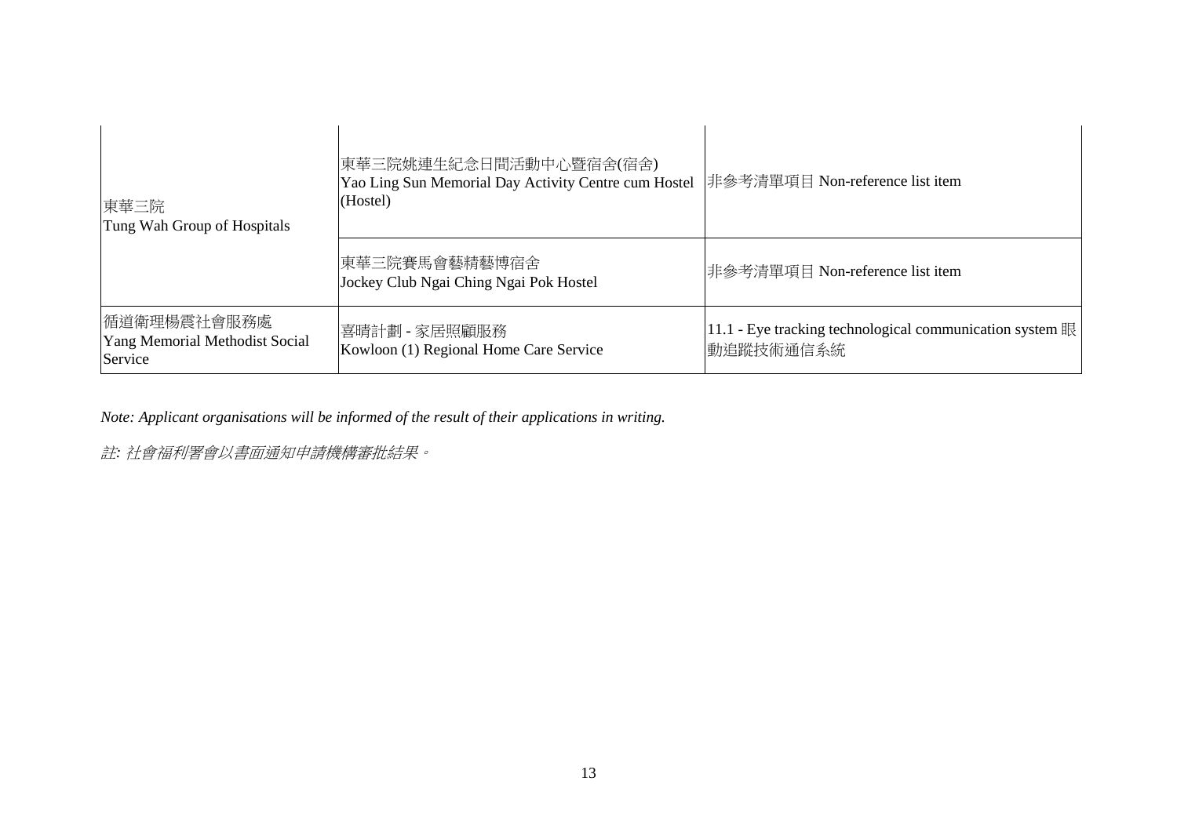| | | |
|---|---|---|
| 東華三院<br>Tung Wah Group of Hospitals | 東華三院姚連生紀念日間活動中心暨宿舍(宿舍)<br>Yao Ling Sun Memorial Day Activity Centre cum Hostel (Hostel) | 非參考清單項目 Non-reference list item |
| | 東華三院賽馬會藝精藝博宿舍<br>Jockey Club Ngai Ching Ngai Pok Hostel | 非參考清單項目 Non-reference list item |
| 循道衛理楊震社會服務處<br>Yang Memorial Methodist Social Service | 喜晴計劃 - 家居照顧服務<br>Kowloon (1) Regional Home Care Service | 11.1 - Eye tracking technological communication system 眼動追蹤技術通信系統 |

*Note: Applicant organisations will be informed of the result of their applications in writing.*

*註: 社會福利署會以書面通知申請機構審批結果。*